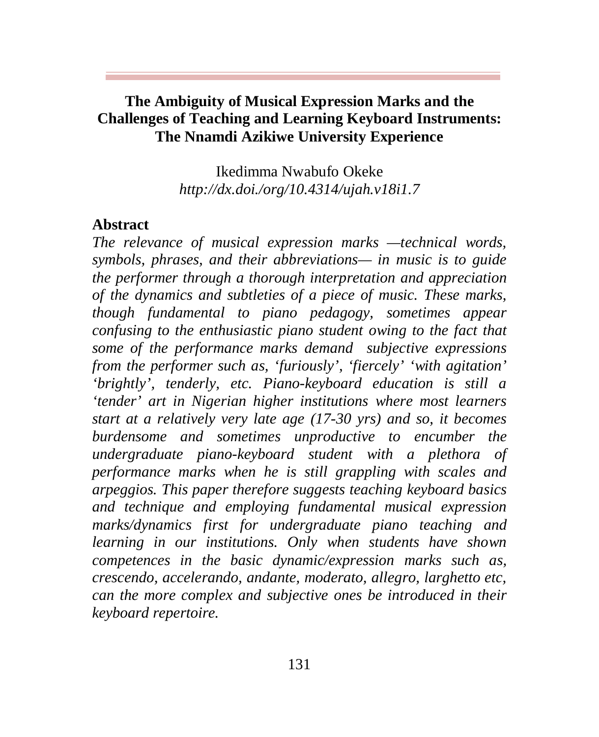# The Ambiguity of Musical Expression Marks and the Challenges of Teaching and Learning Keyboard Instruments: The Nnamdi Azikiwe University Experience

Ikedimma Nwabufo Okeke
*http://dx.doi./org/10.4314/ujah.v18i1.7*

## Abstract

*The relevance of musical expression marks —technical words, symbols, phrases, and their abbreviations— in music is to guide the performer through a thorough interpretation and appreciation of the dynamics and subtleties of a piece of music. These marks, though fundamental to piano pedagogy, sometimes appear confusing to the enthusiastic piano student owing to the fact that some of the performance marks demand subjective expressions from the performer such as, 'furiously', 'fiercely' 'with agitation' 'brightly', tenderly, etc. Piano-keyboard education is still a 'tender' art in Nigerian higher institutions where most learners start at a relatively very late age (17-30 yrs) and so, it becomes burdensome and sometimes unproductive to encumber the undergraduate piano-keyboard student with a plethora of performance marks when he is still grappling with scales and arpeggios. This paper therefore suggests teaching keyboard basics and technique and employing fundamental musical expression marks/dynamics first for undergraduate piano teaching and learning in our institutions. Only when students have shown competences in the basic dynamic/expression marks such as, crescendo, accelerando, andante, moderato, allegro, larghetto etc, can the more complex and subjective ones be introduced in their keyboard repertoire.*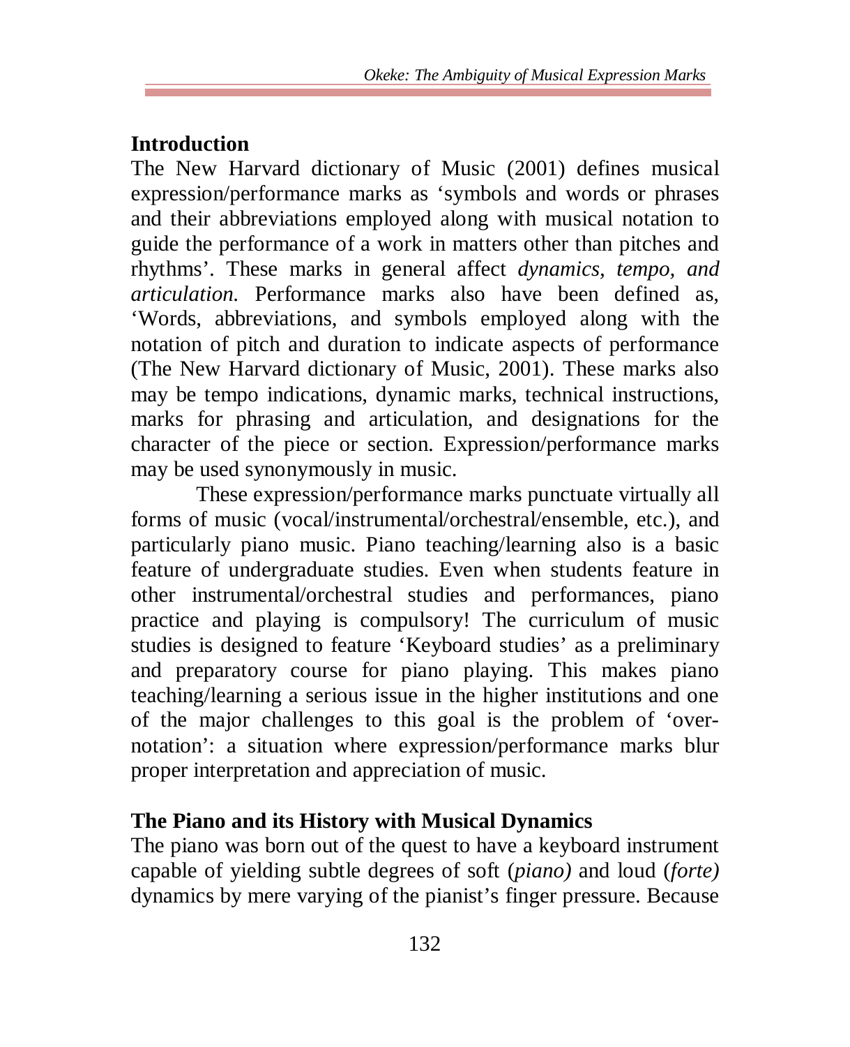## Introduction

The New Harvard dictionary of Music (2001) defines musical expression/performance marks as 'symbols and words or phrases and their abbreviations employed along with musical notation to guide the performance of a work in matters other than pitches and rhythms'. These marks in general affect *dynamics, tempo, and articulation.* Performance marks also have been defined as, 'Words, abbreviations, and symbols employed along with the notation of pitch and duration to indicate aspects of performance (The New Harvard dictionary of Music, 2001). These marks also may be tempo indications, dynamic marks, technical instructions, marks for phrasing and articulation, and designations for the character of the piece or section. Expression/performance marks may be used synonymously in music.

These expression/performance marks punctuate virtually all forms of music (vocal/instrumental/orchestral/ensemble, etc.), and particularly piano music. Piano teaching/learning also is a basic feature of undergraduate studies. Even when students feature in other instrumental/orchestral studies and performances, piano practice and playing is compulsory! The curriculum of music studies is designed to feature 'Keyboard studies' as a preliminary and preparatory course for piano playing. This makes piano teaching/learning a serious issue in the higher institutions and one of the major challenges to this goal is the problem of 'over-notation': a situation where expression/performance marks blur proper interpretation and appreciation of music.

## The Piano and its History with Musical Dynamics

The piano was born out of the quest to have a keyboard instrument capable of yielding subtle degrees of soft (*piano)* and loud (*forte)* dynamics by mere varying of the pianist's finger pressure. Because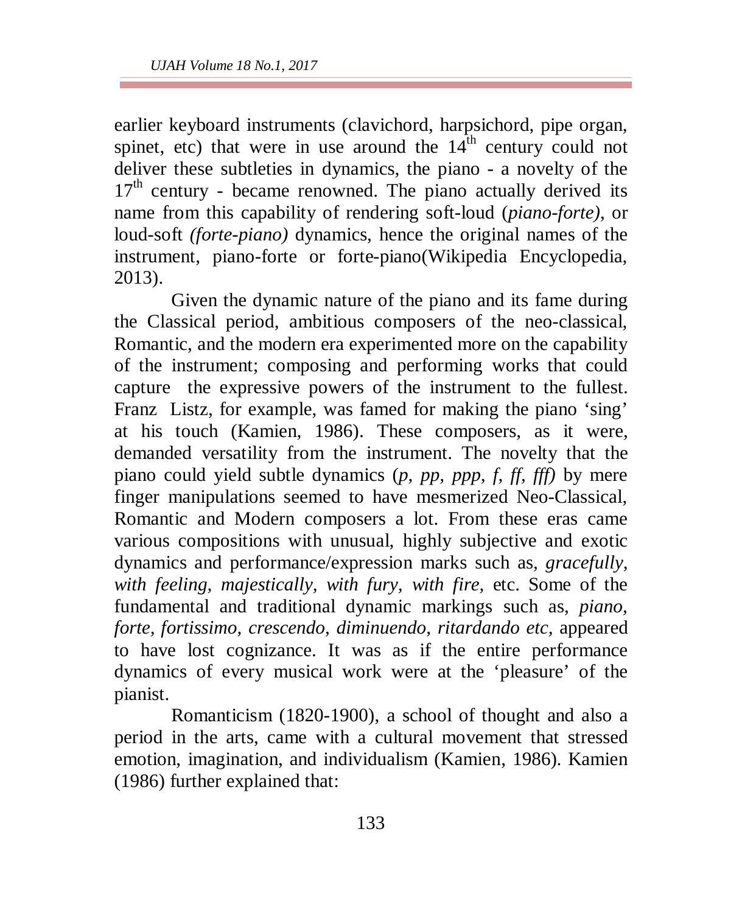earlier keyboard instruments (clavichord, harpsichord, pipe organ, spinet, etc) that were in use around the $14^{th}$ century could not deliver these subtleties in dynamics, the piano - a novelty of the $17^{th}$ century - became renowned. The piano actually derived its name from this capability of rendering soft-loud (*piano-forte)*, or loud-soft *(forte-piano)* dynamics, hence the original names of the instrument, piano-forte or forte-piano(Wikipedia Encyclopedia, 2013).

Given the dynamic nature of the piano and its fame during the Classical period, ambitious composers of the neo-classical, Romantic, and the modern era experimented more on the capability of the instrument; composing and performing works that could capture the expressive powers of the instrument to the fullest. Franz Listz, for example, was famed for making the piano 'sing' at his touch (Kamien, 1986). These composers, as it were, demanded versatility from the instrument. The novelty that the piano could yield subtle dynamics (*p, pp, ppp, f, ff, fff)* by mere finger manipulations seemed to have mesmerized Neo-Classical, Romantic and Modern composers a lot. From these eras came various compositions with unusual, highly subjective and exotic dynamics and performance/expression marks such as, *gracefully, with feeling, majestically, with fury, with fire,* etc. Some of the fundamental and traditional dynamic markings such as, *piano, forte, fortissimo, crescendo, diminuendo, ritardando etc,* appeared to have lost cognizance. It was as if the entire performance dynamics of every musical work were at the 'pleasure' of the pianist.

Romanticism (1820-1900), a school of thought and also a period in the arts, came with a cultural movement that stressed emotion, imagination, and individualism (Kamien, 1986). Kamien (1986) further explained that: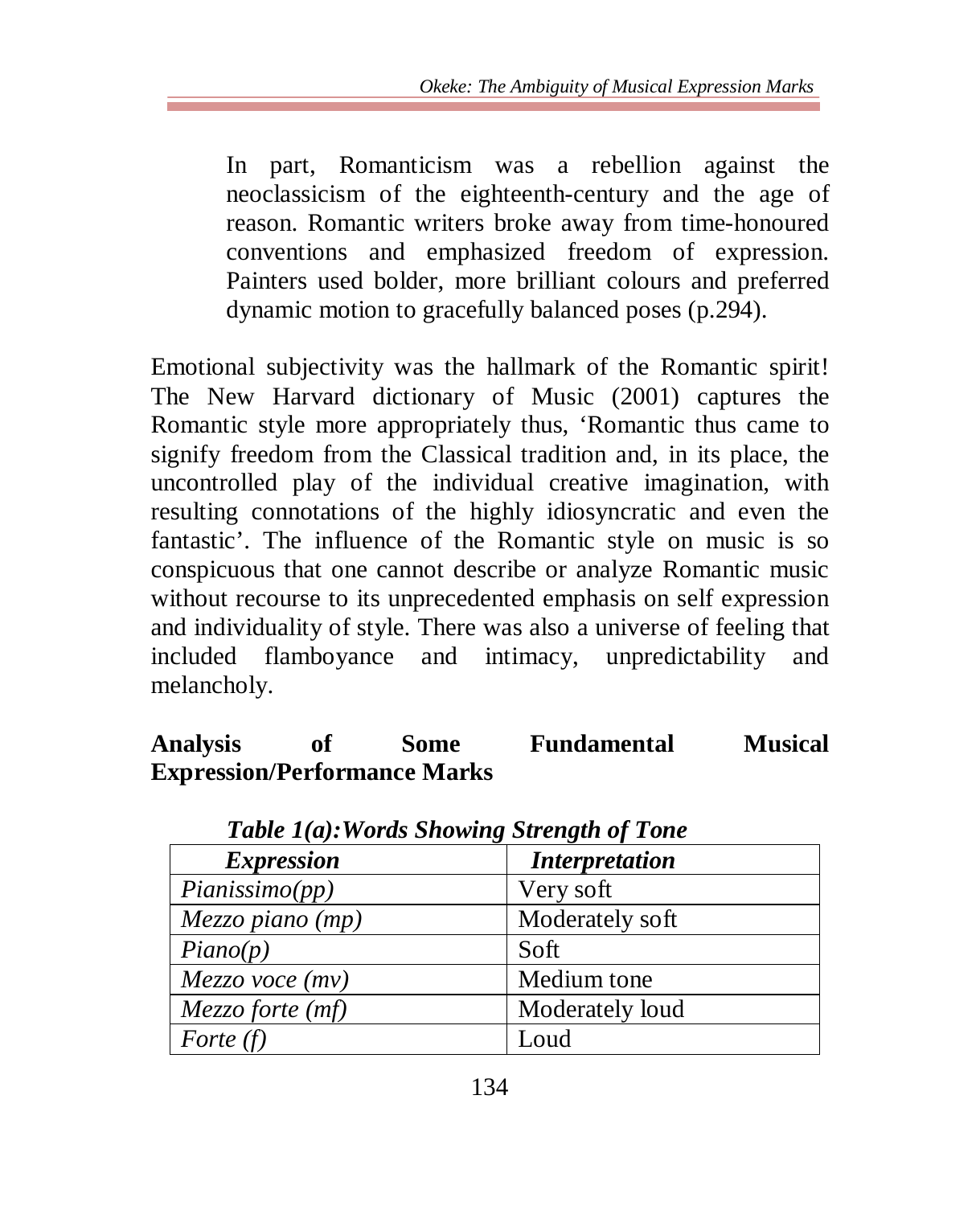> In part, Romanticism was a rebellion against the neoclassicism of the eighteenth-century and the age of reason. Romantic writers broke away from time-honoured conventions and emphasized freedom of expression. Painters used bolder, more brilliant colours and preferred dynamic motion to gracefully balanced poses (p.294).

Emotional subjectivity was the hallmark of the Romantic spirit! The New Harvard dictionary of Music (2001) captures the Romantic style more appropriately thus, 'Romantic thus came to signify freedom from the Classical tradition and, in its place, the uncontrolled play of the individual creative imagination, with resulting connotations of the highly idiosyncratic and even the fantastic'. The influence of the Romantic style on music is so conspicuous that one cannot describe or analyze Romantic music without recourse to its unprecedented emphasis on self expression and individuality of style. There was also a universe of feeling that included flamboyance and intimacy, unpredictability and melancholy.

## Analysis of Some Fundamental Musical Expression/Performance Marks

***Table 1(a):Words Showing Strength of Tone***

| ***Expression*** | ***Interpretation*** |
|---|---|
| *Pianissimo(pp)* | Very soft |
| *Mezzo piano (mp)* | Moderately soft |
| *Piano(p)* | Soft |
| *Mezzo voce (mv)* | Medium tone |
| *Mezzo forte (mf)* | Moderately loud |
| *Forte (f)* | Loud |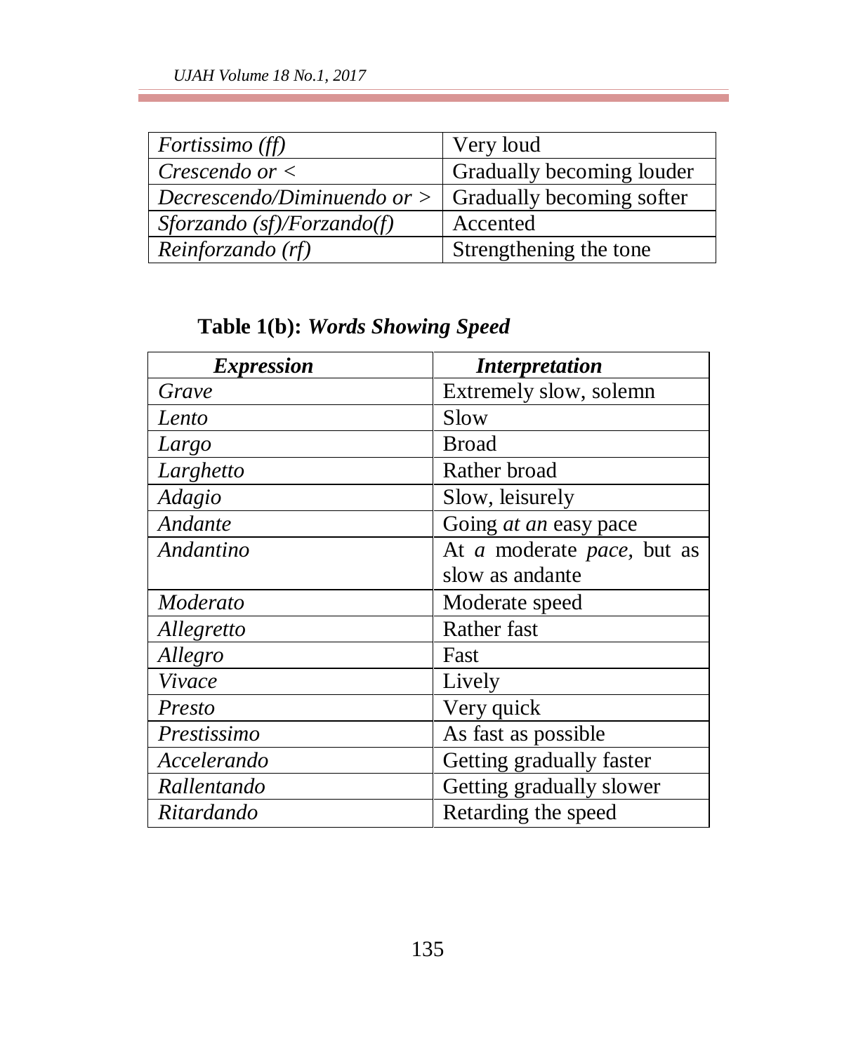| *Fortissimo (ff)* | Very loud |
|---|---|
| *Crescendo or <* | Gradually becoming louder |
| *Decrescendo/Diminuendo or >* | Gradually becoming softer |
| *Sforzando (sf)/Forzando(f)* | Accented |
| *Reinforzando (rf)* | Strengthening the tone |

**Table 1(b):** ***Words Showing Speed***

| ***Expression*** | ***Interpretation*** |
|---|---|
| *Grave* | Extremely slow, solemn |
| *Lento* | Slow |
| *Largo* | Broad |
| *Larghetto* | Rather broad |
| *Adagio* | Slow, leisurely |
| *Andante* | Going *at an* easy pace |
| *Andantino* | At *a* moderate *pace*, but as slow as andante |
| *Moderato* | Moderate speed |
| *Allegretto* | Rather fast |
| *Allegro* | Fast |
| *Vivace* | Lively |
| *Presto* | Very quick |
| *Prestissimo* | As fast as possible |
| *Accelerando* | Getting gradually faster |
| *Rallentando* | Getting gradually slower |
| *Ritardando* | Retarding the speed |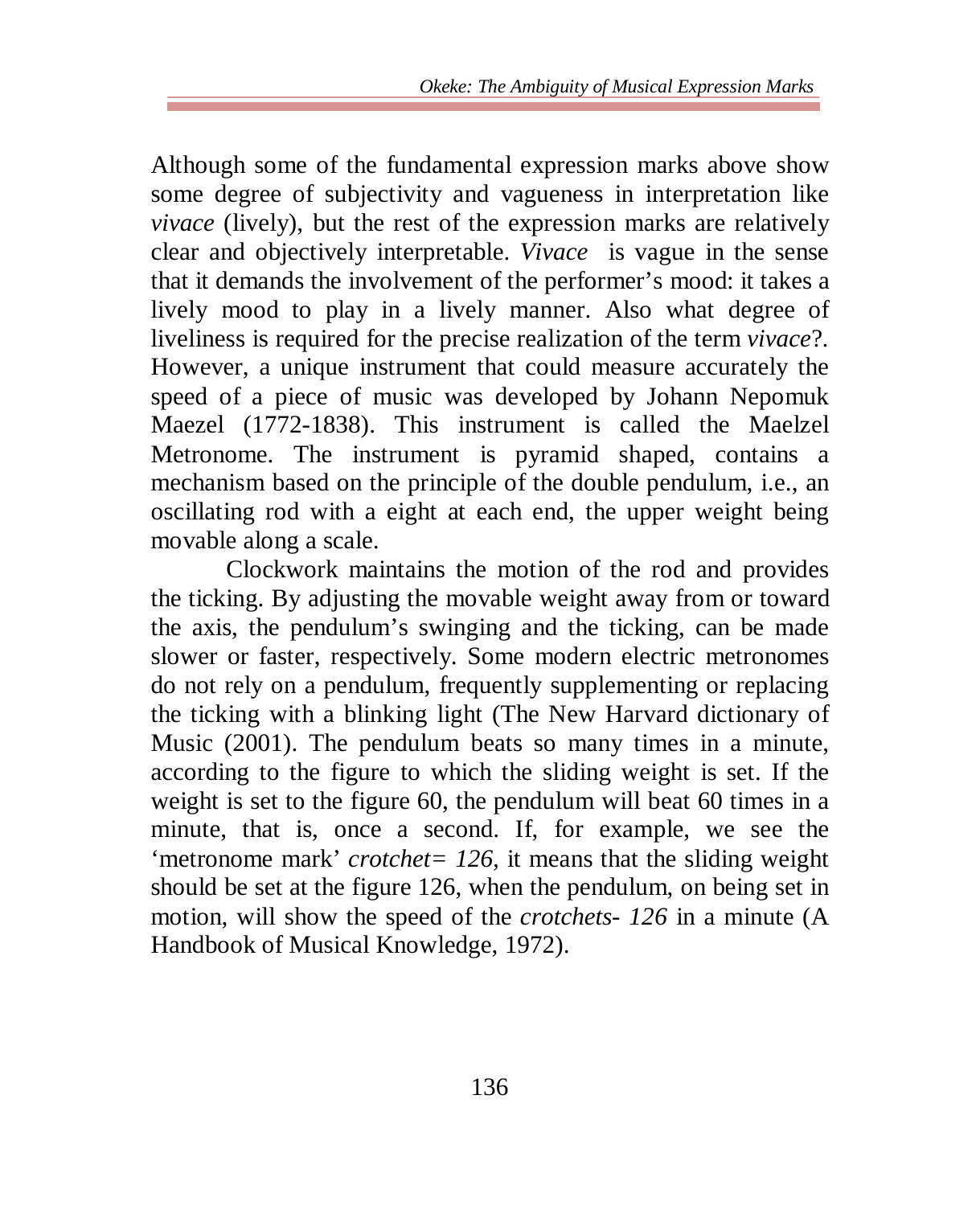Although some of the fundamental expression marks above show some degree of subjectivity and vagueness in interpretation like *vivace* (lively), but the rest of the expression marks are relatively clear and objectively interpretable. *Vivace* is vague in the sense that it demands the involvement of the performer's mood: it takes a lively mood to play in a lively manner. Also what degree of liveliness is required for the precise realization of the term *vivace*?. However, a unique instrument that could measure accurately the speed of a piece of music was developed by Johann Nepomuk Maezel (1772-1838). This instrument is called the Maelzel Metronome. The instrument is pyramid shaped, contains a mechanism based on the principle of the double pendulum, i.e., an oscillating rod with a eight at each end, the upper weight being movable along a scale.

Clockwork maintains the motion of the rod and provides the ticking. By adjusting the movable weight away from or toward the axis, the pendulum's swinging and the ticking, can be made slower or faster, respectively. Some modern electric metronomes do not rely on a pendulum, frequently supplementing or replacing the ticking with a blinking light (The New Harvard dictionary of Music (2001). The pendulum beats so many times in a minute, according to the figure to which the sliding weight is set. If the weight is set to the figure 60, the pendulum will beat 60 times in a minute, that is, once a second. If, for example, we see the 'metronome mark' *crotchet= 126*, it means that the sliding weight should be set at the figure 126, when the pendulum, on being set in motion, will show the speed of the *crotchets- 126* in a minute (A Handbook of Musical Knowledge, 1972).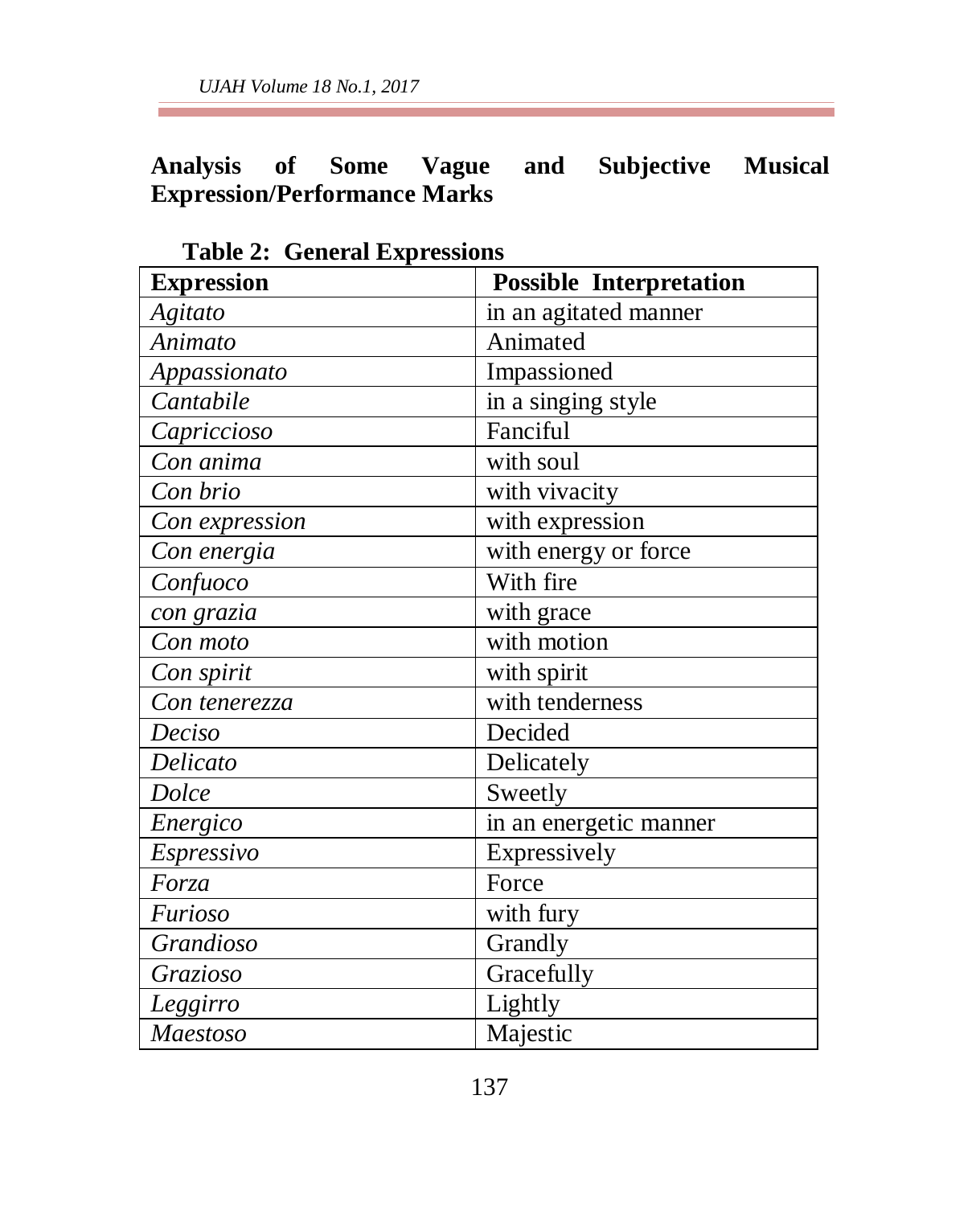**Analysis of Some Vague and Subjective Musical Expression/Performance Marks**

**Table 2: General Expressions**

| **Expression** | **Possible Interpretation** |
|---|---|
| *Agitato* | in an agitated manner |
| *Animato* | Animated |
| *Appassionato* | Impassioned |
| *Cantabile* | in a singing style |
| *Capriccioso* | Fanciful |
| *Con anima* | with soul |
| *Con brio* | with vivacity |
| *Con expression* | with expression |
| *Con energia* | with energy or force |
| *Confuoco* | With fire |
| *con grazia* | with grace |
| *Con moto* | with motion |
| *Con spirit* | with spirit |
| *Con tenerezza* | with tenderness |
| *Deciso* | Decided |
| *Delicato* | Delicately |
| *Dolce* | Sweetly |
| *Energico* | in an energetic manner |
| *Espressivo* | Expressively |
| *Forza* | Force |
| *Furioso* | with fury |
| *Grandioso* | Grandly |
| *Grazioso* | Gracefully |
| *Leggirro* | Lightly |
| *Maestoso* | Majestic |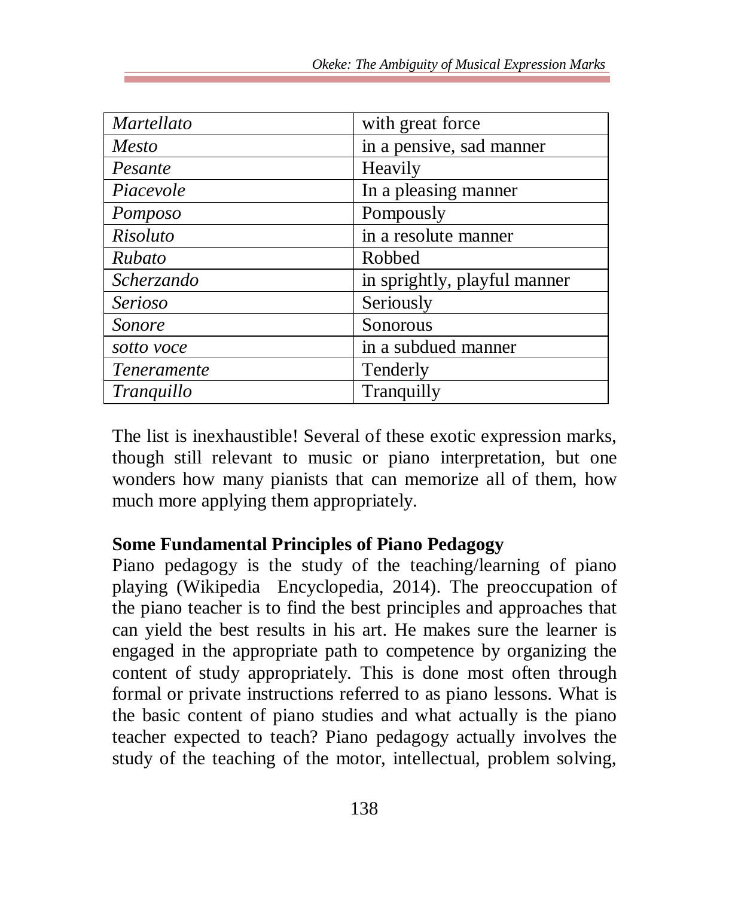| | |
|---|---|
| *Martellato* | with great force |
| *Mesto* | in a pensive, sad manner |
| *Pesante* | Heavily |
| *Piacevole* | In a pleasing manner |
| *Pomposo* | Pompously |
| *Risoluto* | in a resolute manner |
| *Rubato* | Robbed |
| *Scherzando* | in sprightly, playful manner |
| *Serioso* | Seriously |
| *Sonore* | Sonorous |
| *sotto voce* | in a subdued manner |
| *Teneramente* | Tenderly |
| *Tranquillo* | Tranquilly |

The list is inexhaustible! Several of these exotic expression marks, though still relevant to music or piano interpretation, but one wonders how many pianists that can memorize all of them, how much more applying them appropriately.

**Some Fundamental Principles of Piano Pedagogy**

Piano pedagogy is the study of the teaching/learning of piano playing (Wikipedia Encyclopedia, 2014). The preoccupation of the piano teacher is to find the best principles and approaches that can yield the best results in his art. He makes sure the learner is engaged in the appropriate path to competence by organizing the content of study appropriately. This is done most often through formal or private instructions referred to as piano lessons. What is the basic content of piano studies and what actually is the piano teacher expected to teach? Piano pedagogy actually involves the study of the teaching of the motor, intellectual, problem solving,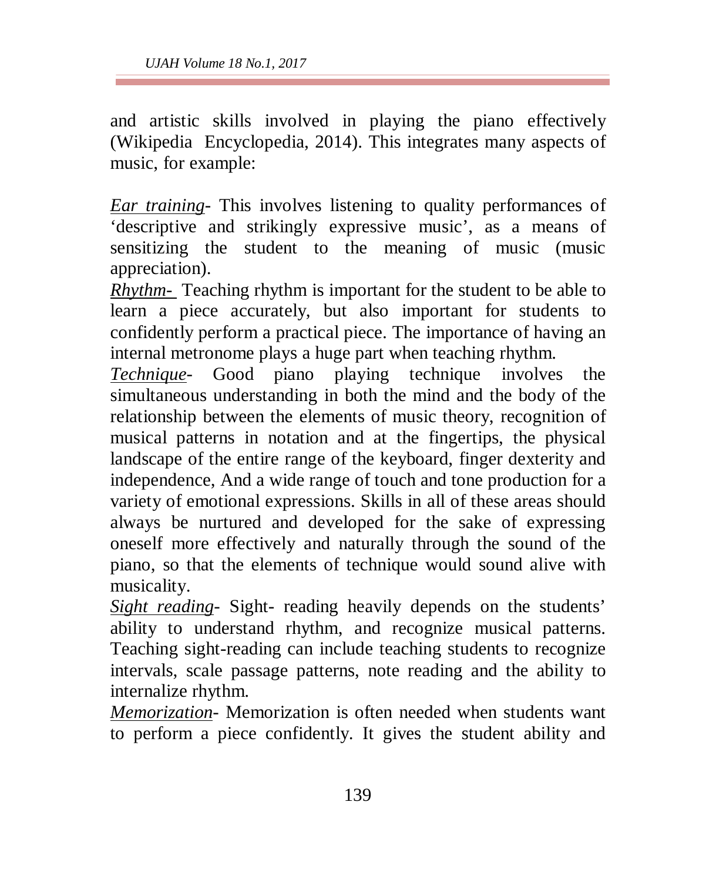and artistic skills involved in playing the piano effectively (Wikipedia Encyclopedia, 2014). This integrates many aspects of music, for example:

*Ear training*- This involves listening to quality performances of 'descriptive and strikingly expressive music', as a means of sensitizing the student to the meaning of music (music appreciation).

*Rhythm-* Teaching rhythm is important for the student to be able to learn a piece accurately, but also important for students to confidently perform a practical piece. The importance of having an internal metronome plays a huge part when teaching rhythm.

*Technique*- Good piano playing technique involves the simultaneous understanding in both the mind and the body of the relationship between the elements of music theory, recognition of musical patterns in notation and at the fingertips, the physical landscape of the entire range of the keyboard, finger dexterity and independence, And a wide range of touch and tone production for a variety of emotional expressions. Skills in all of these areas should always be nurtured and developed for the sake of expressing oneself more effectively and naturally through the sound of the piano, so that the elements of technique would sound alive with musicality.

*Sight reading*- Sight- reading heavily depends on the students' ability to understand rhythm, and recognize musical patterns. Teaching sight-reading can include teaching students to recognize intervals, scale passage patterns, note reading and the ability to internalize rhythm.

*Memorization*- Memorization is often needed when students want to perform a piece confidently. It gives the student ability and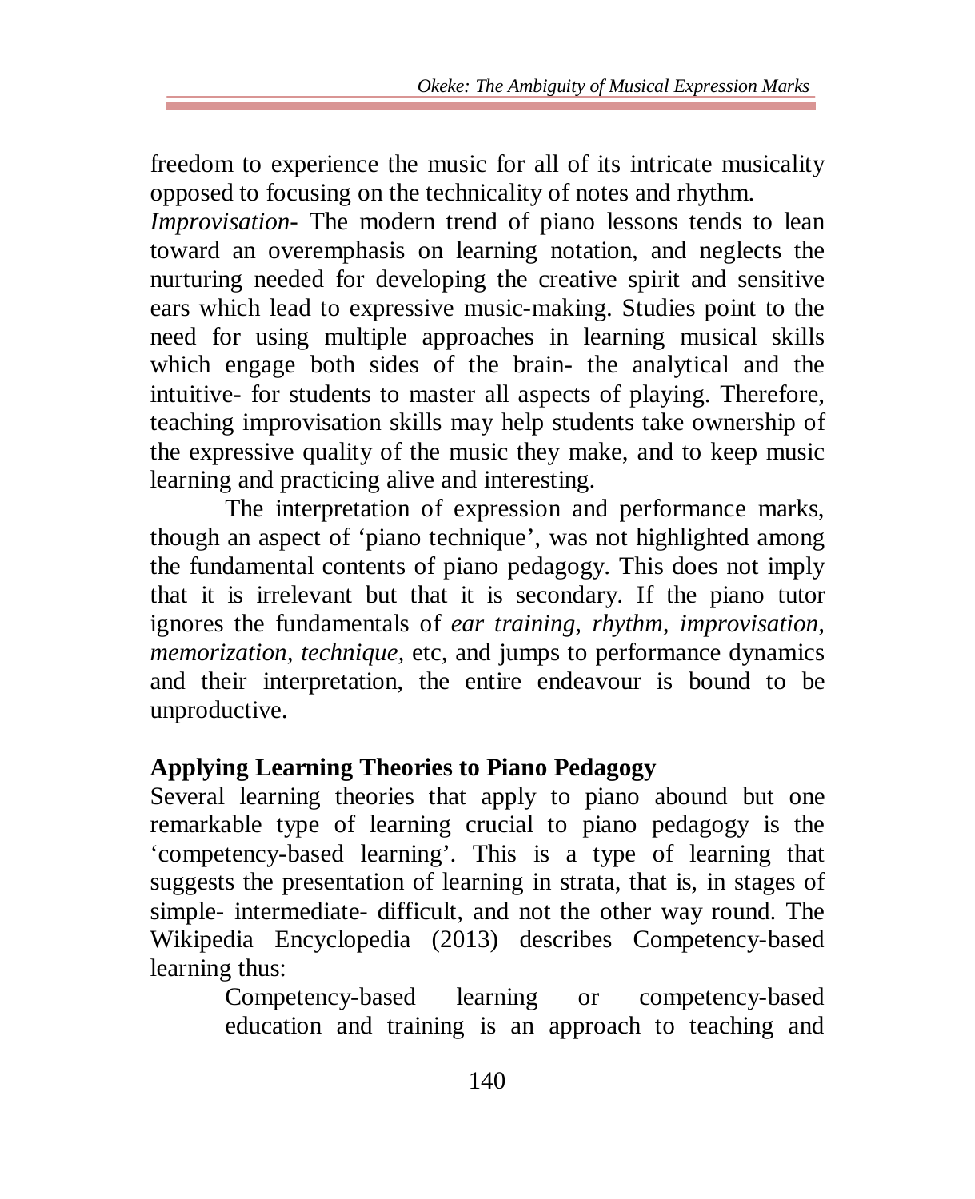freedom to experience the music for all of its intricate musicality opposed to focusing on the technicality of notes and rhythm.

***Improvisation***- The modern trend of piano lessons tends to lean toward an overemphasis on learning notation, and neglects the nurturing needed for developing the creative spirit and sensitive ears which lead to expressive music-making. Studies point to the need for using multiple approaches in learning musical skills which engage both sides of the brain- the analytical and the intuitive- for students to master all aspects of playing. Therefore, teaching improvisation skills may help students take ownership of the expressive quality of the music they make, and to keep music learning and practicing alive and interesting.

The interpretation of expression and performance marks, though an aspect of 'piano technique', was not highlighted among the fundamental contents of piano pedagogy. This does not imply that it is irrelevant but that it is secondary. If the piano tutor ignores the fundamentals of *ear training, rhythm, improvisation, memorization, technique,* etc, and jumps to performance dynamics and their interpretation, the entire endeavour is bound to be unproductive.

## Applying Learning Theories to Piano Pedagogy

Several learning theories that apply to piano abound but one remarkable type of learning crucial to piano pedagogy is the 'competency-based learning'. This is a type of learning that suggests the presentation of learning in strata, that is, in stages of simple- intermediate- difficult, and not the other way round. The Wikipedia Encyclopedia (2013) describes Competency-based learning thus:

> Competency-based learning or competency-based education and training is an approach to teaching and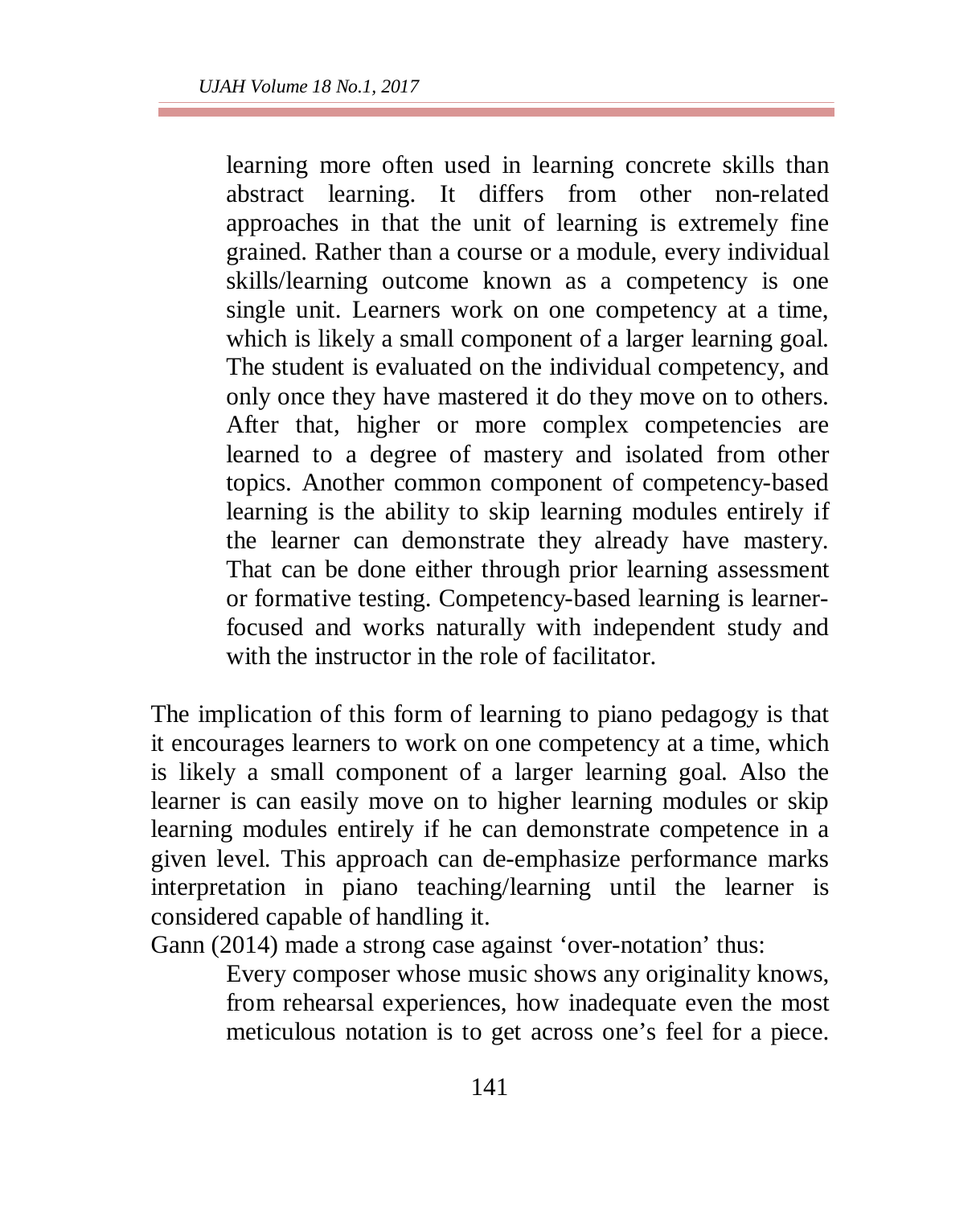> learning more often used in learning concrete skills than abstract learning. It differs from other non-related approaches in that the unit of learning is extremely fine grained. Rather than a course or a module, every individual skills/learning outcome known as a competency is one single unit. Learners work on one competency at a time, which is likely a small component of a larger learning goal. The student is evaluated on the individual competency, and only once they have mastered it do they move on to others. After that, higher or more complex competencies are learned to a degree of mastery and isolated from other topics. Another common component of competency-based learning is the ability to skip learning modules entirely if the learner can demonstrate they already have mastery. That can be done either through prior learning assessment or formative testing. Competency-based learning is learner-focused and works naturally with independent study and with the instructor in the role of facilitator.

The implication of this form of learning to piano pedagogy is that it encourages learners to work on one competency at a time, which is likely a small component of a larger learning goal. Also the learner is can easily move on to higher learning modules or skip learning modules entirely if he can demonstrate competence in a given level. This approach can de-emphasize performance marks interpretation in piano teaching/learning until the learner is considered capable of handling it.

Gann (2014) made a strong case against 'over-notation' thus:

> Every composer whose music shows any originality knows, from rehearsal experiences, how inadequate even the most meticulous notation is to get across one's feel for a piece.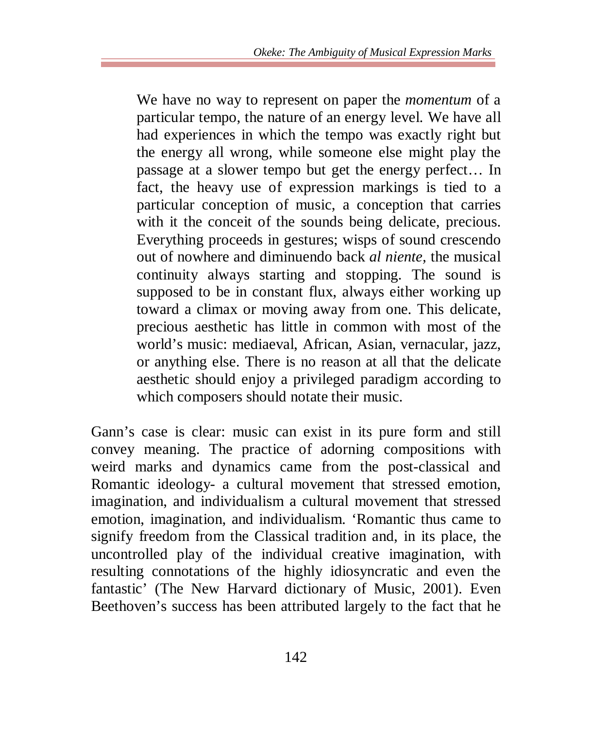> We have no way to represent on paper the *momentum* of a particular tempo, the nature of an energy level. We have all had experiences in which the tempo was exactly right but the energy all wrong, while someone else might play the passage at a slower tempo but get the energy perfect… In fact, the heavy use of expression markings is tied to a particular conception of music, a conception that carries with it the conceit of the sounds being delicate, precious. Everything proceeds in gestures; wisps of sound crescendo out of nowhere and diminuendo back *al niente,* the musical continuity always starting and stopping. The sound is supposed to be in constant flux, always either working up toward a climax or moving away from one. This delicate, precious aesthetic has little in common with most of the world's music: mediaeval, African, Asian, vernacular, jazz, or anything else. There is no reason at all that the delicate aesthetic should enjoy a privileged paradigm according to which composers should notate their music.

Gann's case is clear: music can exist in its pure form and still convey meaning. The practice of adorning compositions with weird marks and dynamics came from the post-classical and Romantic ideology- a cultural movement that stressed emotion, imagination, and individualism a cultural movement that stressed emotion, imagination, and individualism. 'Romantic thus came to signify freedom from the Classical tradition and, in its place, the uncontrolled play of the individual creative imagination, with resulting connotations of the highly idiosyncratic and even the fantastic' (The New Harvard dictionary of Music, 2001). Even Beethoven's success has been attributed largely to the fact that he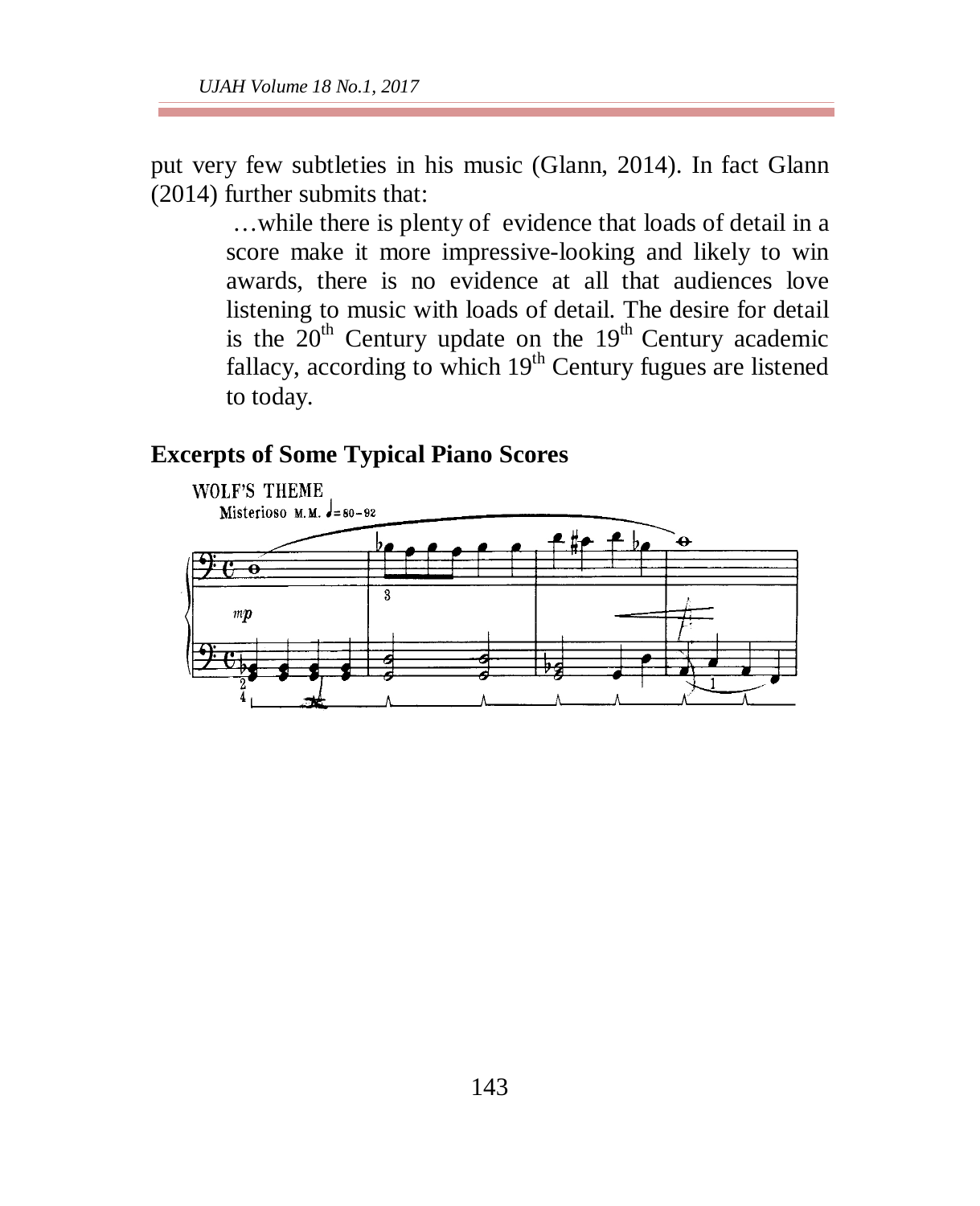put very few subtleties in his music (Glann, 2014). In fact Glann (2014) further submits that:

> …while there is plenty of evidence that loads of detail in a score make it more impressive-looking and likely to win awards, there is no evidence at all that audiences love listening to music with loads of detail. The desire for detail is the 20th Century update on the 19th Century academic fallacy, according to which 19th Century fugues are listened to today.

## Excerpts of Some Typical Piano Scores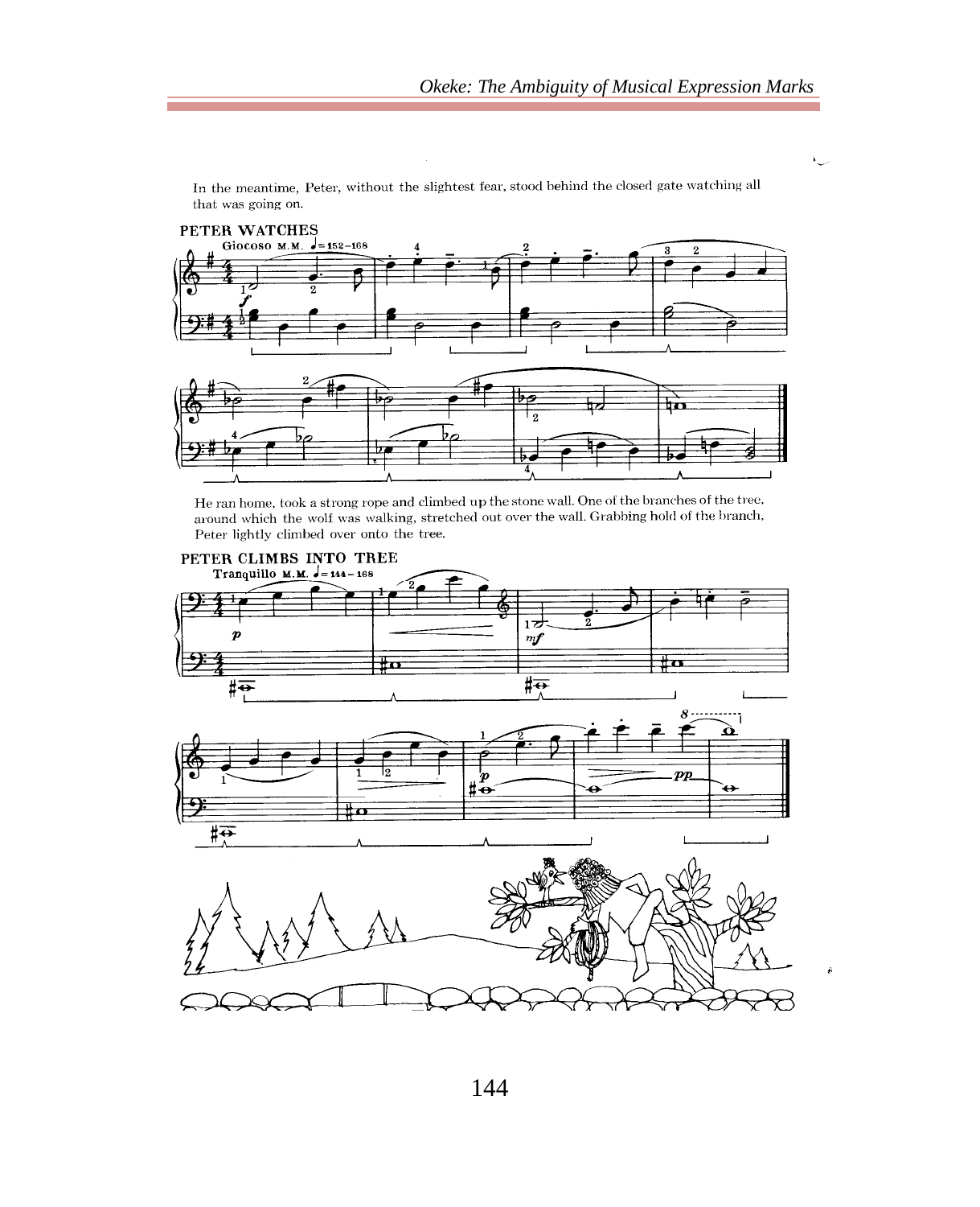In the meantime, Peter, without the slightest fear, stood behind the closed gate watching all that was going on.

**PETER WATCHES**

Giocoso M.M. ♩=152–168

He ran home, took a strong rope and climbed up the stone wall. One of the branches of the tree, around which the wolf was walking, stretched out over the wall. Grabbing hold of the branch, Peter lightly climbed over onto the tree.

**PETER CLIMBS INTO TREE**

Tranquillo M.M. ♩=144–168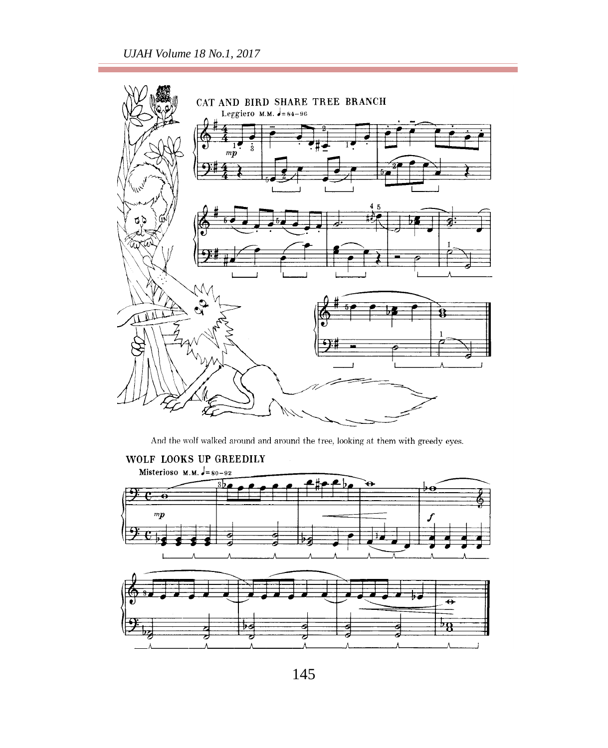CAT AND BIRD SHARE TREE BRANCH

Leggiero M.M. ♩= 84–96

And the wolf walked around and around the tree, looking at them with greedy eyes.

WOLF LOOKS UP GREEDILY

Misterioso M.M. ♩= 80–92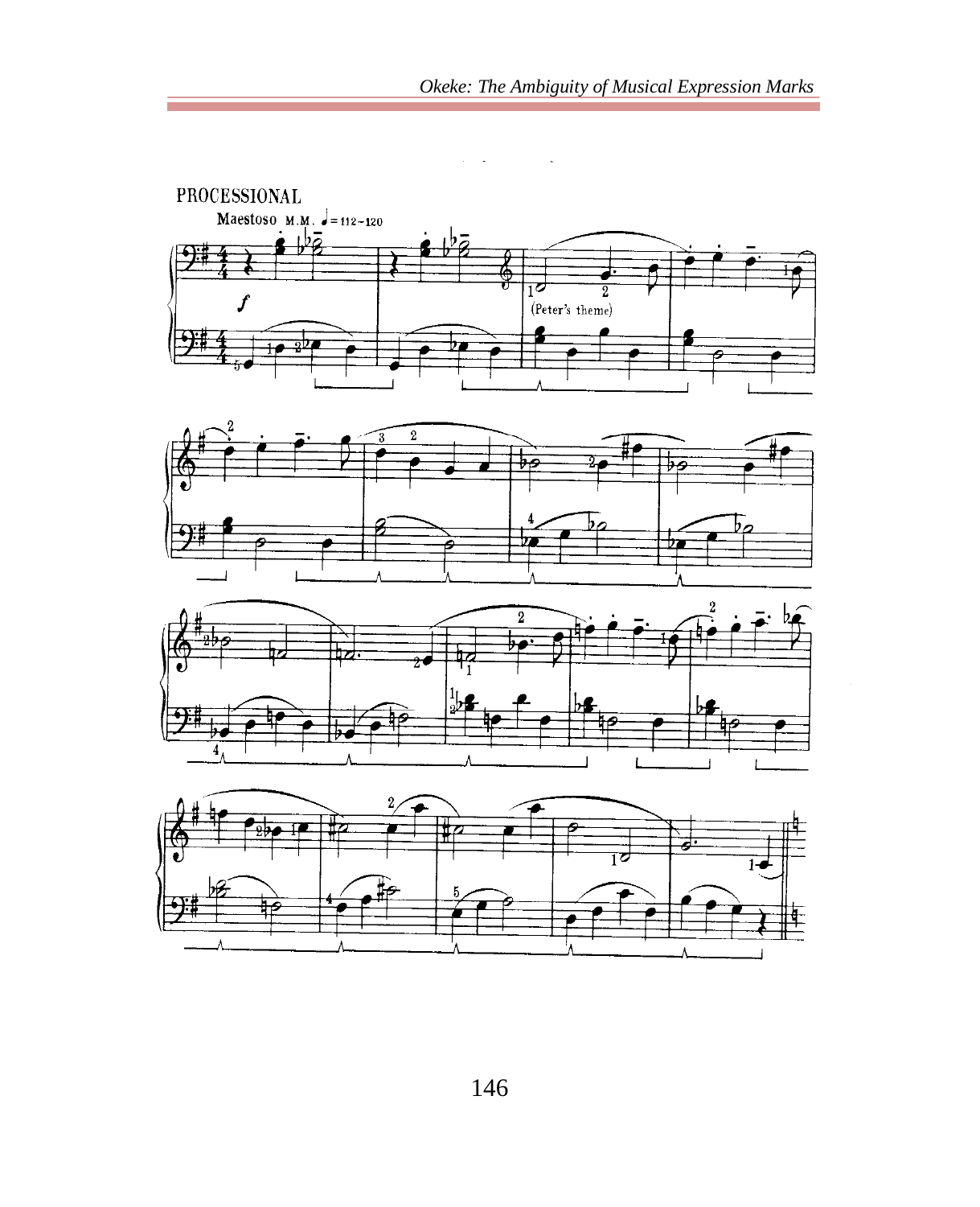PROCESSIONAL

Maestoso M.M. ♩= 112–120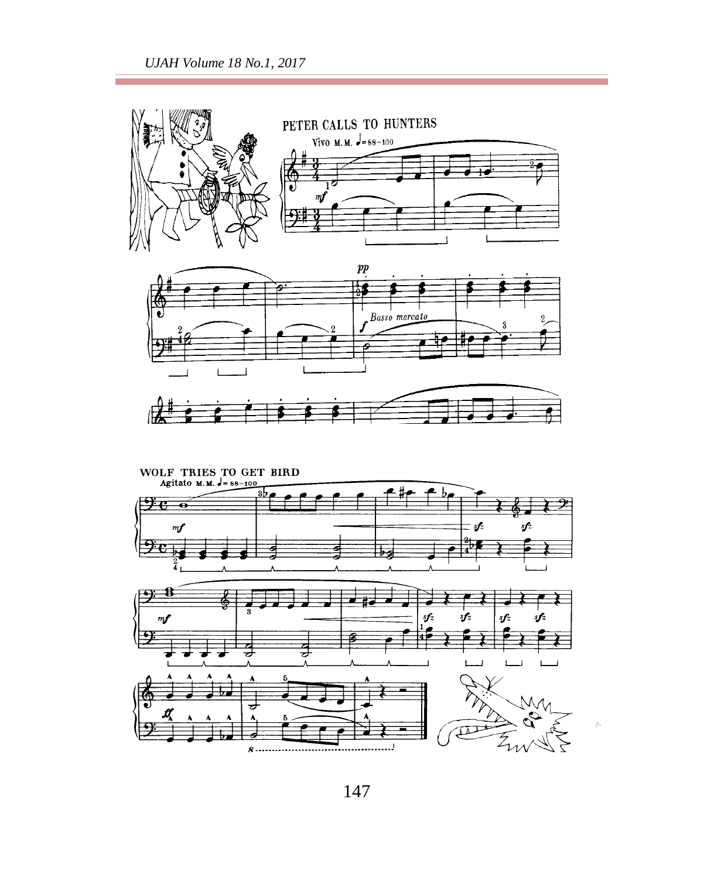PETER CALLS TO HUNTERS

Vivo M.M. ♩= 88–100

WOLF TRIES TO GET BIRD

Agitato M.M. ♩= 88–100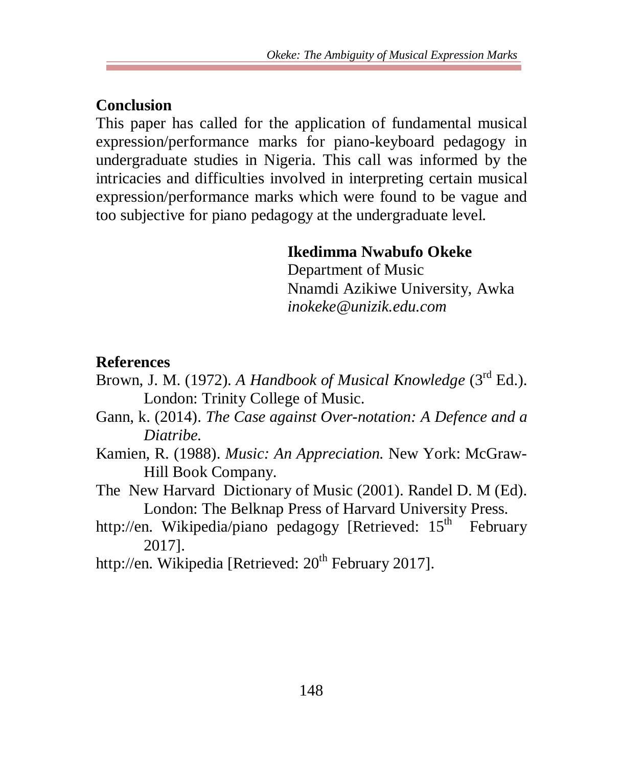## Conclusion

This paper has called for the application of fundamental musical expression/performance marks for piano-keyboard pedagogy in undergraduate studies in Nigeria. This call was informed by the intricacies and difficulties involved in interpreting certain musical expression/performance marks which were found to be vague and too subjective for piano pedagogy at the undergraduate level.

**Ikedimma Nwabufo Okeke**
Department of Music
Nnamdi Azikiwe University, Awka
*inokeke@unizik.edu.com*

## References

Brown, J. M. (1972). *A Handbook of Musical Knowledge* (3rd Ed.). London: Trinity College of Music.

Gann, k. (2014). *The Case against Over-notation: A Defence and a Diatribe.*

Kamien, R. (1988). *Music: An Appreciation.* New York: McGraw-Hill Book Company.

The New Harvard Dictionary of Music (2001). Randel D. M (Ed). London: The Belknap Press of Harvard University Press.

http://en. Wikipedia/piano pedagogy [Retrieved: 15th February 2017].

http://en. Wikipedia [Retrieved: 20th February 2017].